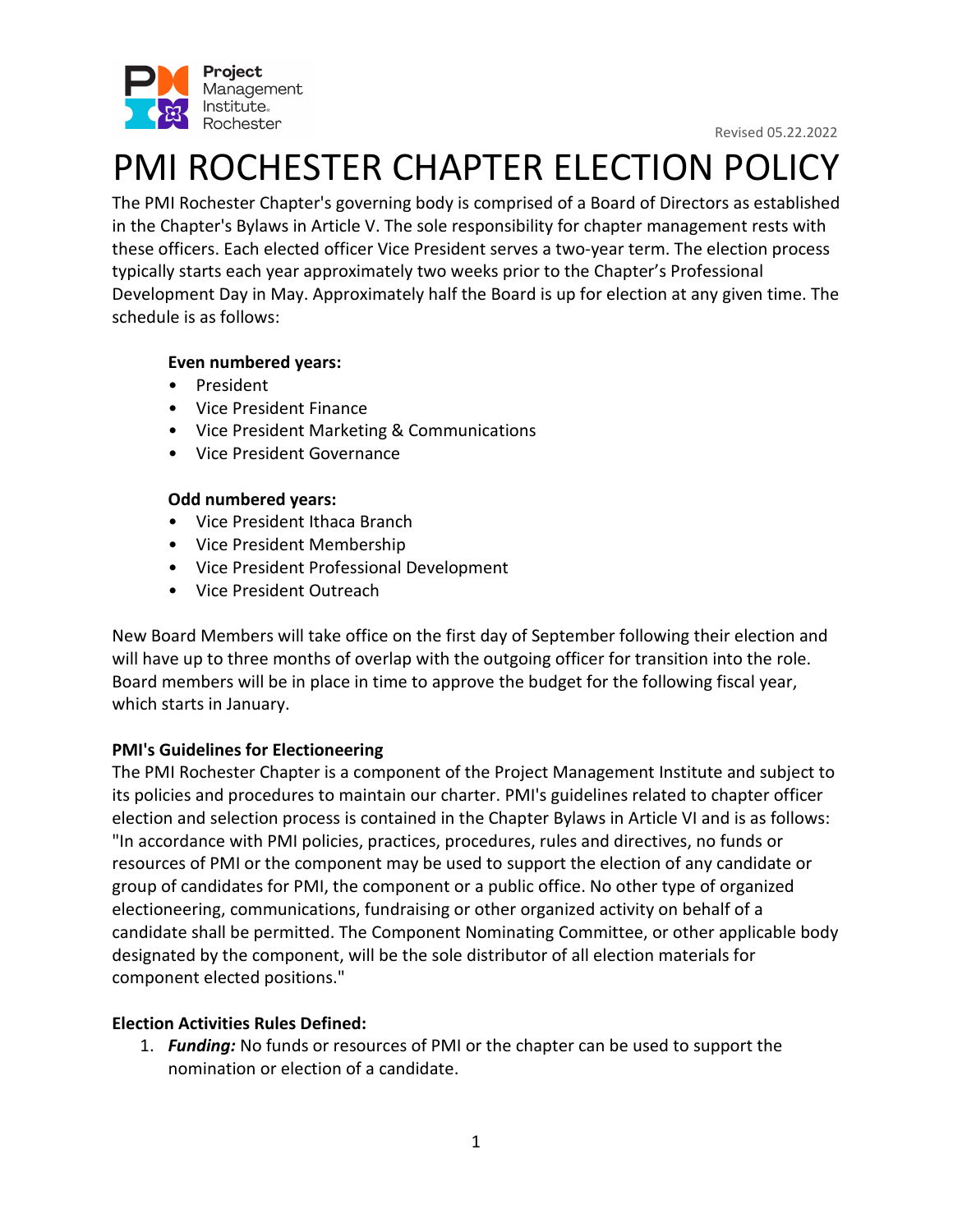Revised 05.22.2022

# PMI ROCHESTER CHAPTER ELECTION POLICY

The PMI Rochester Chapter's governing body is comprised of a Board of Directors as established in the Chapter's Bylaws in Article V. The sole responsibility for chapter management rests with these officers. Each elected officer Vice President serves a two-year term. The election process typically starts each year approximately two weeks prior to the Chapter's Professional Development Day in May. Approximately half the Board is up for election at any given time. The schedule is as follows:

**Even numbered years:**

- President
- Vice President Finance
- Vice President Marketing & Communications
- Vice President Governance

**Odd numbered years:**

- Vice President Ithaca Branch
- Vice President Membership
- Vice President Professional Development
- Vice President Outreach

New Board Members will take office on the first day of September following their election and will have up to three months of overlap with the outgoing officer for transition into the role. Board members will be in place in time to approve the budget for the following fiscal year, which starts in January.

**PMI's Guidelines for Electioneering**

The PMI Rochester Chapter is a component of the Project Management Institute and subject to its policies and procedures to maintain our charter. PMI's guidelines related to chapter officer election and selection process is contained in the Chapter Bylaws in Article VI and is as follows: "In accordance with PMI policies, practices, procedures, rules and directives, no funds or resources of PMI or the component may be used to support the election of any candidate or group of candidates for PMI, the component or a public office. No other type of organized electioneering, communications, fundraising or other organized activity on behalf of a candidate shall be permitted. The Component Nominating Committee, or other applicable body designated by the component, will be the sole distributor of all election materials for component elected positions."

**Election Activities Rules Defined:**

1. ***Funding:*** No funds or resources of PMI or the chapter can be used to support the nomination or election of a candidate.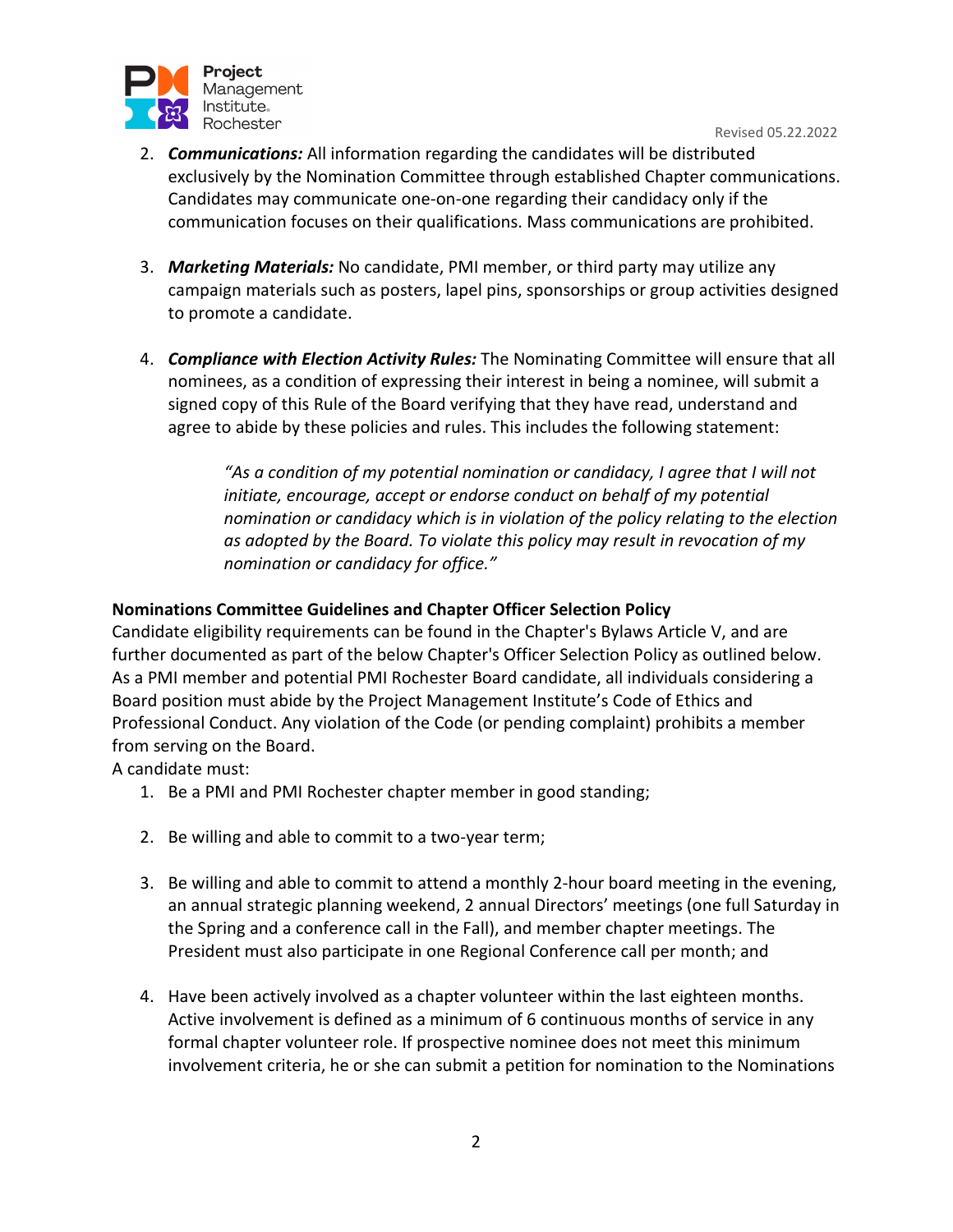2. ***Communications:*** All information regarding the candidates will be distributed exclusively by the Nomination Committee through established Chapter communications. Candidates may communicate one-on-one regarding their candidacy only if the communication focuses on their qualifications. Mass communications are prohibited.

3. ***Marketing Materials:*** No candidate, PMI member, or third party may utilize any campaign materials such as posters, lapel pins, sponsorships or group activities designed to promote a candidate.

4. ***Compliance with Election Activity Rules:*** The Nominating Committee will ensure that all nominees, as a condition of expressing their interest in being a nominee, will submit a signed copy of this Rule of the Board verifying that they have read, understand and agree to abide by these policies and rules. This includes the following statement:

   > *"As a condition of my potential nomination or candidacy, I agree that I will not initiate, encourage, accept or endorse conduct on behalf of my potential nomination or candidacy which is in violation of the policy relating to the election as adopted by the Board. To violate this policy may result in revocation of my nomination or candidacy for office."*

**Nominations Committee Guidelines and Chapter Officer Selection Policy**

Candidate eligibility requirements can be found in the Chapter's Bylaws Article V, and are further documented as part of the below Chapter's Officer Selection Policy as outlined below. As a PMI member and potential PMI Rochester Board candidate, all individuals considering a Board position must abide by the Project Management Institute's Code of Ethics and Professional Conduct. Any violation of the Code (or pending complaint) prohibits a member from serving on the Board.

A candidate must:

1. Be a PMI and PMI Rochester chapter member in good standing;

2. Be willing and able to commit to a two-year term;

3. Be willing and able to commit to attend a monthly 2-hour board meeting in the evening, an annual strategic planning weekend, 2 annual Directors' meetings (one full Saturday in the Spring and a conference call in the Fall), and member chapter meetings. The President must also participate in one Regional Conference call per month; and

4. Have been actively involved as a chapter volunteer within the last eighteen months. Active involvement is defined as a minimum of 6 continuous months of service in any formal chapter volunteer role. If prospective nominee does not meet this minimum involvement criteria, he or she can submit a petition for nomination to the Nominations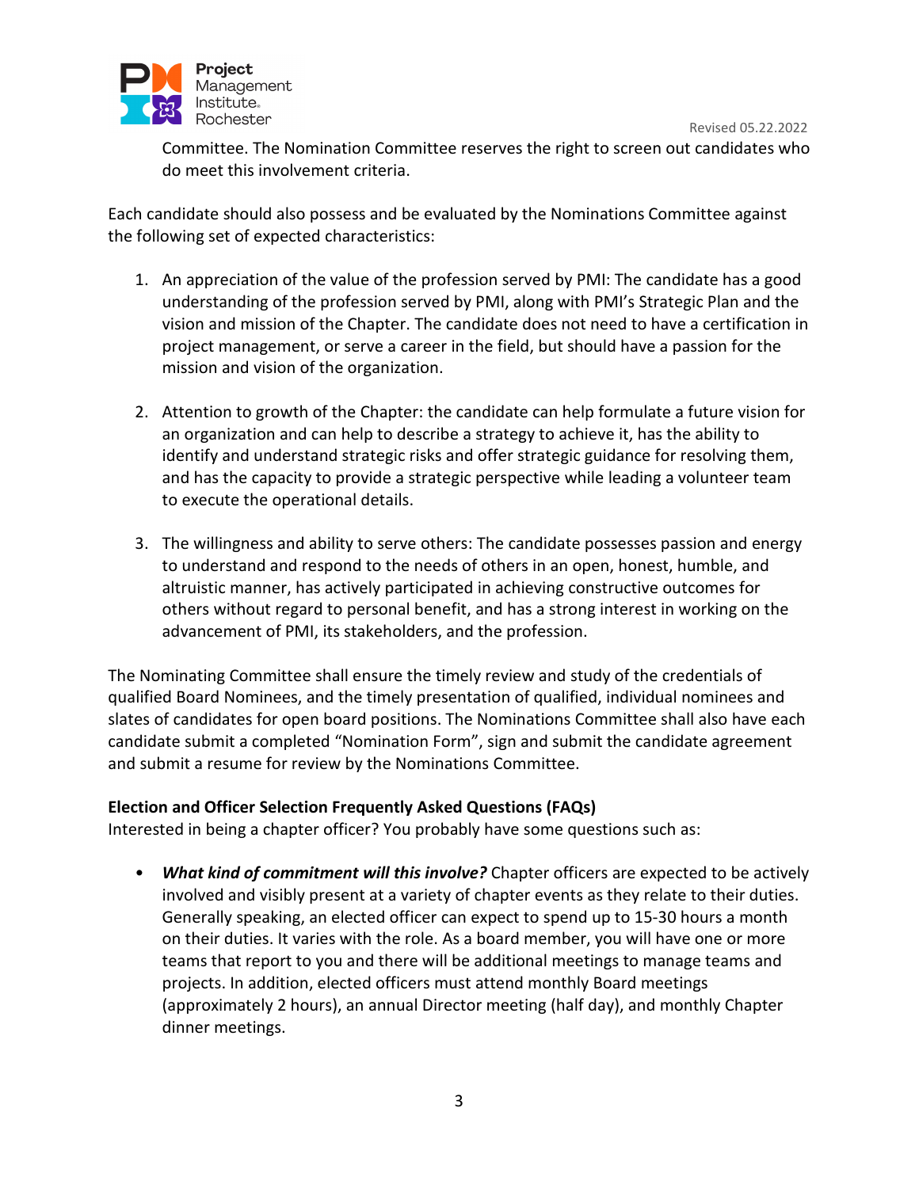Committee. The Nomination Committee reserves the right to screen out candidates who do meet this involvement criteria.

Each candidate should also possess and be evaluated by the Nominations Committee against the following set of expected characteristics:

1. An appreciation of the value of the profession served by PMI: The candidate has a good understanding of the profession served by PMI, along with PMI's Strategic Plan and the vision and mission of the Chapter. The candidate does not need to have a certification in project management, or serve a career in the field, but should have a passion for the mission and vision of the organization.

2. Attention to growth of the Chapter: the candidate can help formulate a future vision for an organization and can help to describe a strategy to achieve it, has the ability to identify and understand strategic risks and offer strategic guidance for resolving them, and has the capacity to provide a strategic perspective while leading a volunteer team to execute the operational details.

3. The willingness and ability to serve others: The candidate possesses passion and energy to understand and respond to the needs of others in an open, honest, humble, and altruistic manner, has actively participated in achieving constructive outcomes for others without regard to personal benefit, and has a strong interest in working on the advancement of PMI, its stakeholders, and the profession.

The Nominating Committee shall ensure the timely review and study of the credentials of qualified Board Nominees, and the timely presentation of qualified, individual nominees and slates of candidates for open board positions. The Nominations Committee shall also have each candidate submit a completed "Nomination Form", sign and submit the candidate agreement and submit a resume for review by the Nominations Committee.

**Election and Officer Selection Frequently Asked Questions (FAQs)**

Interested in being a chapter officer? You probably have some questions such as:

- ***What kind of commitment will this involve?*** Chapter officers are expected to be actively involved and visibly present at a variety of chapter events as they relate to their duties. Generally speaking, an elected officer can expect to spend up to 15-30 hours a month on their duties. It varies with the role. As a board member, you will have one or more teams that report to you and there will be additional meetings to manage teams and projects. In addition, elected officers must attend monthly Board meetings (approximately 2 hours), an annual Director meeting (half day), and monthly Chapter dinner meetings.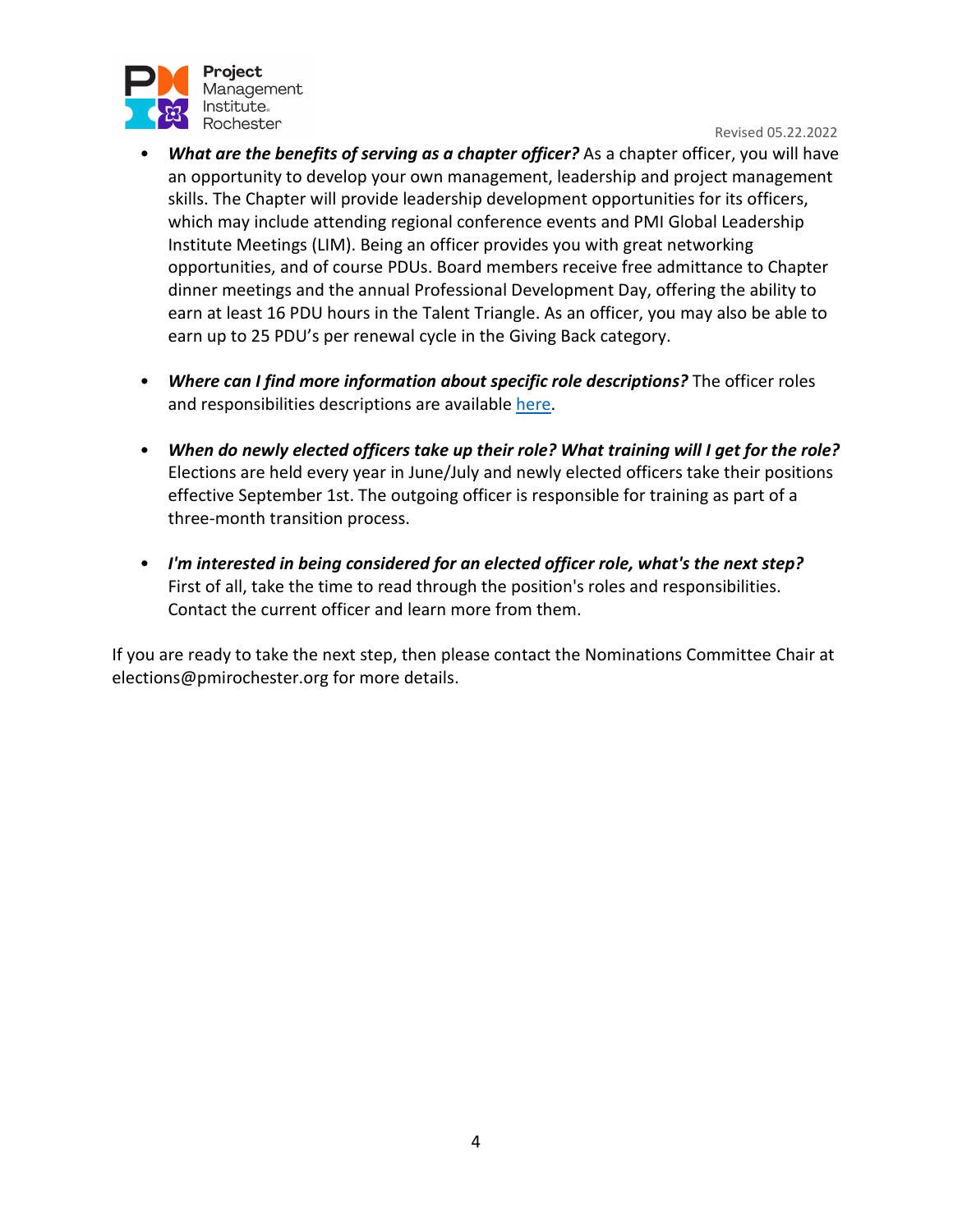- ***What are the benefits of serving as a chapter officer?*** As a chapter officer, you will have an opportunity to develop your own management, leadership and project management skills. The Chapter will provide leadership development opportunities for its officers, which may include attending regional conference events and PMI Global Leadership Institute Meetings (LIM). Being an officer provides you with great networking opportunities, and of course PDUs. Board members receive free admittance to Chapter dinner meetings and the annual Professional Development Day, offering the ability to earn at least 16 PDU hours in the Talent Triangle. As an officer, you may also be able to earn up to 25 PDU's per renewal cycle in the Giving Back category.

- ***Where can I find more information about specific role descriptions?*** The officer roles and responsibilities descriptions are available here.

- ***When do newly elected officers take up their role? What training will I get for the role?*** Elections are held every year in June/July and newly elected officers take their positions effective September 1st. The outgoing officer is responsible for training as part of a three-month transition process.

- ***I'm interested in being considered for an elected officer role, what's the next step?*** First of all, take the time to read through the position's roles and responsibilities. Contact the current officer and learn more from them.

If you are ready to take the next step, then please contact the Nominations Committee Chair at elections@pmirochester.org for more details.